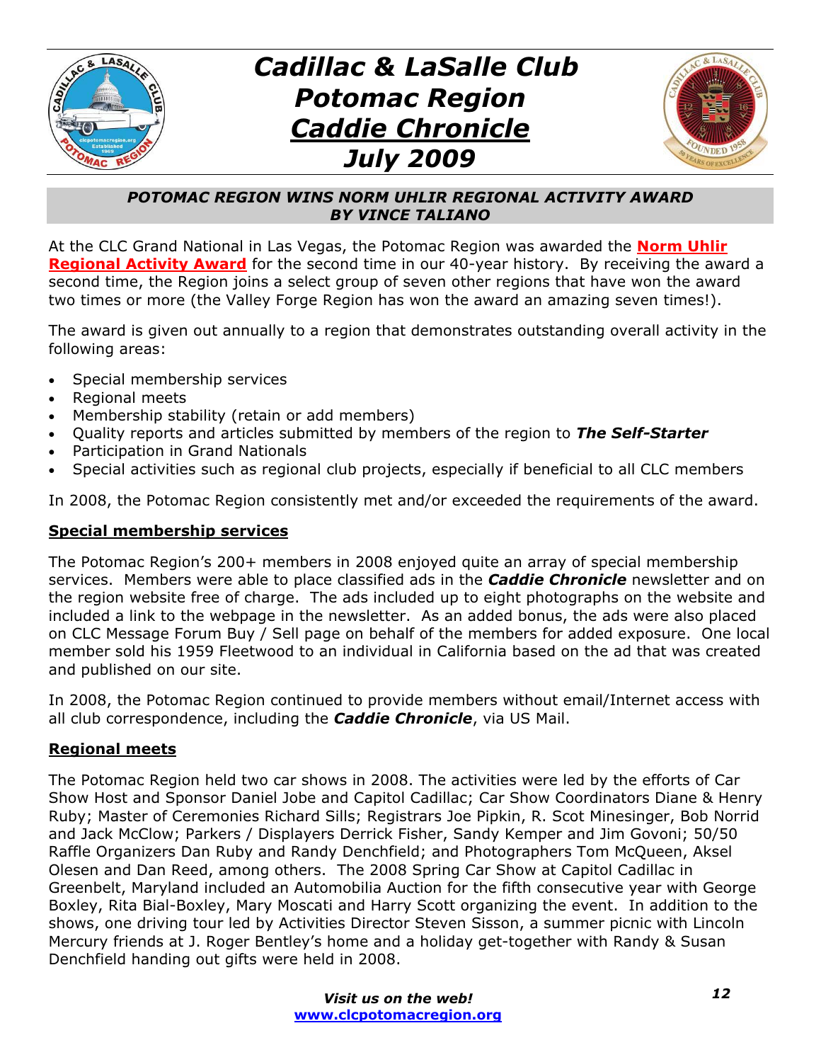# Cadillac & LaSalle Club Potomac Region *Caddie Chronicle* July 2009

## *POTOMAC REGION WINS NORM UHLIR REGIONAL ACTIVITY AWARD BY VINCE TALIANO*

At the CLC Grand National in Las Vegas, the Potomac Region was awarded the **Norm Uhlir Regional Activity Award** for the second time in our 40-year history. By receiving the award a second time, the Region joins a select group of seven other regions that have won the award two times or more (the Valley Forge Region has won the award an amazing seven times!).

The award is given out annually to a region that demonstrates outstanding overall activity in the following areas:

- Special membership services
- Regional meets
- Membership stability (retain or add members)
- Quality reports and articles submitted by members of the region to ***The Self-Starter***
- Participation in Grand Nationals
- Special activities such as regional club projects, especially if beneficial to all CLC members

In 2008, the Potomac Region consistently met and/or exceeded the requirements of the award.

### Special membership services

The Potomac Region's 200+ members in 2008 enjoyed quite an array of special membership services. Members were able to place classified ads in the ***Caddie Chronicle*** newsletter and on the region website free of charge. The ads included up to eight photographs on the website and included a link to the webpage in the newsletter. As an added bonus, the ads were also placed on CLC Message Forum Buy / Sell page on behalf of the members for added exposure. One local member sold his 1959 Fleetwood to an individual in California based on the ad that was created and published on our site.

In 2008, the Potomac Region continued to provide members without email/Internet access with all club correspondence, including the ***Caddie Chronicle***, via US Mail.

### Regional meets

The Potomac Region held two car shows in 2008. The activities were led by the efforts of Car Show Host and Sponsor Daniel Jobe and Capitol Cadillac; Car Show Coordinators Diane & Henry Ruby; Master of Ceremonies Richard Sills; Registrars Joe Pipkin, R. Scot Minesinger, Bob Norrid and Jack McClow; Parkers / Displayers Derrick Fisher, Sandy Kemper and Jim Govoni; 50/50 Raffle Organizers Dan Ruby and Randy Denchfield; and Photographers Tom McQueen, Aksel Olesen and Dan Reed, among others. The 2008 Spring Car Show at Capitol Cadillac in Greenbelt, Maryland included an Automobilia Auction for the fifth consecutive year with George Boxley, Rita Bial-Boxley, Mary Moscati and Harry Scott organizing the event. In addition to the shows, one driving tour led by Activities Director Steven Sisson, a summer picnic with Lincoln Mercury friends at J. Roger Bentley's home and a holiday get-together with Randy & Susan Denchfield handing out gifts were held in 2008.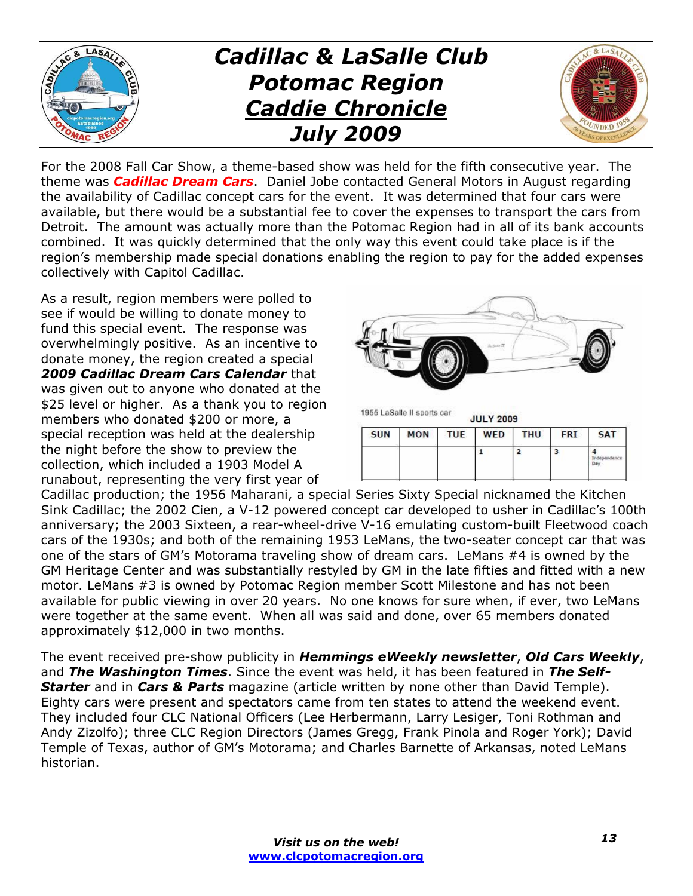# Cadillac & LaSalle Club Potomac Region

## Caddie Chronicle

## July 2009

For the 2008 Fall Car Show, a theme-based show was held for the fifth consecutive year. The theme was ***Cadillac Dream Cars***. Daniel Jobe contacted General Motors in August regarding the availability of Cadillac concept cars for the event. It was determined that four cars were available, but there would be a substantial fee to cover the expenses to transport the cars from Detroit. The amount was actually more than the Potomac Region had in all of its bank accounts combined. It was quickly determined that the only way this event could take place is if the region's membership made special donations enabling the region to pay for the added expenses collectively with Capitol Cadillac.

As a result, region members were polled to see if would be willing to donate money to fund this special event. The response was overwhelmingly positive. As an incentive to donate money, the region created a special ***2009 Cadillac Dream Cars Calendar*** that was given out to anyone who donated at the $25 level or higher. As a thank you to region members who donated $200 or more, a special reception was held at the dealership the night before the show to preview the collection, which included a 1903 Model A runabout, representing the very first year of Cadillac production; the 1956 Maharani, a special Series Sixty Special nicknamed the Kitchen Sink Cadillac; the 2002 Cien, a V-12 powered concept car developed to usher in Cadillac's 100th anniversary; the 2003 Sixteen, a rear-wheel-drive V-16 emulating custom-built Fleetwood coach cars of the 1930s; and both of the remaining 1953 LeMans, the two-seater concept car that was one of the stars of GM's Motorama traveling show of dream cars. LeMans #4 is owned by the GM Heritage Center and was substantially restyled by GM in the late fifties and fitted with a new motor. LeMans #3 is owned by Potomac Region member Scott Milestone and has not been available for public viewing in over 20 years. No one knows for sure when, if ever, two LeMans were together at the same event. When all was said and done, over 65 members donated approximately $12,000 in two months.

1955 LaSalle II sports car

**JULY 2009**

| SUN | MON | TUE | WED | THU | FRI | SAT |
|---|---|---|---|---|---|---|
| | | | 1 | 2 | 3 | 4 Independence Day |

The event received pre-show publicity in ***Hemmings eWeekly newsletter***, ***Old Cars Weekly***, and ***The Washington Times***. Since the event was held, it has been featured in ***The Self-Starter*** and in ***Cars & Parts*** magazine (article written by none other than David Temple). Eighty cars were present and spectators came from ten states to attend the weekend event. They included four CLC National Officers (Lee Herbermann, Larry Lesiger, Toni Rothman and Andy Zizolfo); three CLC Region Directors (James Gregg, Frank Pinola and Roger York); David Temple of Texas, author of GM's Motorama; and Charles Barnette of Arkansas, noted LeMans historian.

*Visit us on the web!*
www.clcpotomacregion.org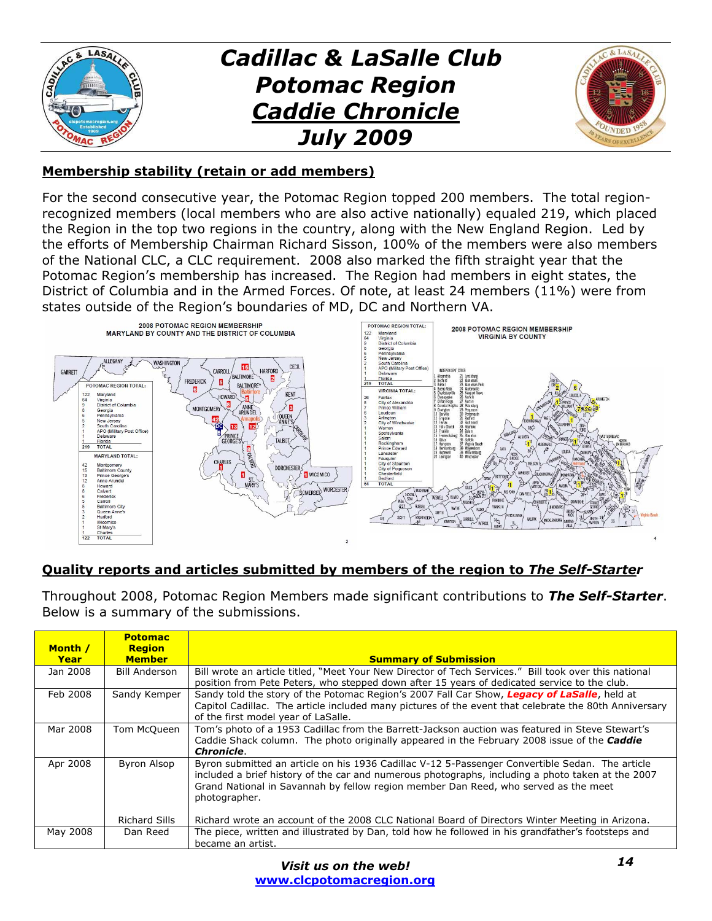# Cadillac & LaSalle Club Potomac Region *Caddie Chronicle* July 2009

## Membership stability (retain or add members)

For the second consecutive year, the Potomac Region topped 200 members. The total region-recognized members (local members who are also active nationally) equaled 219, which placed the Region in the top two regions in the country, along with the New England Region. Led by the efforts of Membership Chairman Richard Sisson, 100% of the members were also members of the National CLC, a CLC requirement. 2008 also marked the fifth straight year that the Potomac Region's membership has increased. The Region had members in eight states, the District of Columbia and in the Armed Forces. Of note, at least 24 members (11%) were from states outside of the Region's boundaries of MD, DC and Northern VA.

**2008 POTOMAC REGION MEMBERSHIP – MARYLAND BY COUNTY AND THE DISTRICT OF COLUMBIA**

| POTOMAC REGION TOTAL: | |
|---|---|
| 122 | Maryland |
| 64 | Virginia |
| 9 | District of Columbia |
| 8 | Georgia |
| 6 | Pennsylvania |
| 5 | New Jersey |
| 2 | South Carolina |
| 1 | APO (Military Post Office) |
| 1 | Delaware |
| 1 | Florida |
| 219 | TOTAL |

| MARYLAND TOTAL: | |
|---|---|
| 42 | Montgomery |
| 15 | Baltimore County |
| 13 | Prince George's |
| 12 | Anne Arundel |
| 8 | Howard |
| 8 | Calvert |
| 6 | Frederick |
| 5 | Carroll |
| 5 | Baltimore City |
| 3 | Queen Anne's |
| 2 | Harford |
| 1 | Wicomico |
| 1 | St Mary's |
| 1 | Charles |
| 122 | TOTAL |

**2008 POTOMAC REGION MEMBERSHIP – VIRGINIA BY COUNTY**

| VIRGINIA TOTAL: | |
|---|---|
| 26 | Fairfax |
| 8 | City of Alexandria |
| 7 | Prince William |
| 6 | Loudoun |
| 6 | Arlington |
| 2 | City of Winchester |
| 1 | Warren |
| 1 | Spotsylvania |
| 1 | Salem |
| 1 | Rockingham |
| 1 | Prince Edward |
| 1 | Lancaster |
| 1 | Fauquier |
| 1 | City of Staunton |
| 1 | City of Poquoson |
| 1 | Chesterfield |
| 1 | Bedford |
| 64 | TOTAL |

## Quality reports and articles submitted by members of the region to *The Self-Starter*

Throughout 2008, Potomac Region Members made significant contributions to ***The Self-Starter***. Below is a summary of the submissions.

| Month / Year | Potomac Region Member | Summary of Submission |
|---|---|---|
| Jan 2008 | Bill Anderson | Bill wrote an article titled, "Meet Your New Director of Tech Services." Bill took over this national position from Pete Peters, who stepped down after 15 years of dedicated service to the club. |
| Feb 2008 | Sandy Kemper | Sandy told the story of the Potomac Region's 2007 Fall Car Show, ***Legacy of LaSalle***, held at Capitol Cadillac. The article included many pictures of the event that celebrate the 80th Anniversary of the first model year of LaSalle. |
| Mar 2008 | Tom McQueen | Tom's photo of a 1953 Cadillac from the Barrett-Jackson auction was featured in Steve Stewart's Caddie Shack column. The photo originally appeared in the February 2008 issue of the ***Caddie Chronicle***. |
| Apr 2008 | Byron Alsop | Byron submitted an article on his 1936 Cadillac V-12 5-Passenger Convertible Sedan. The article included a brief history of the car and numerous photographs, including a photo taken at the 2007 Grand National in Savannah by fellow region member Dan Reed, who served as the meet photographer. |
| | Richard Sills | Richard wrote an account of the 2008 CLC National Board of Directors Winter Meeting in Arizona. |
| May 2008 | Dan Reed | The piece, written and illustrated by Dan, told how he followed in his grandfather's footsteps and became an artist. |

*Visit us on the web!*
**www.clcpotomacregion.org**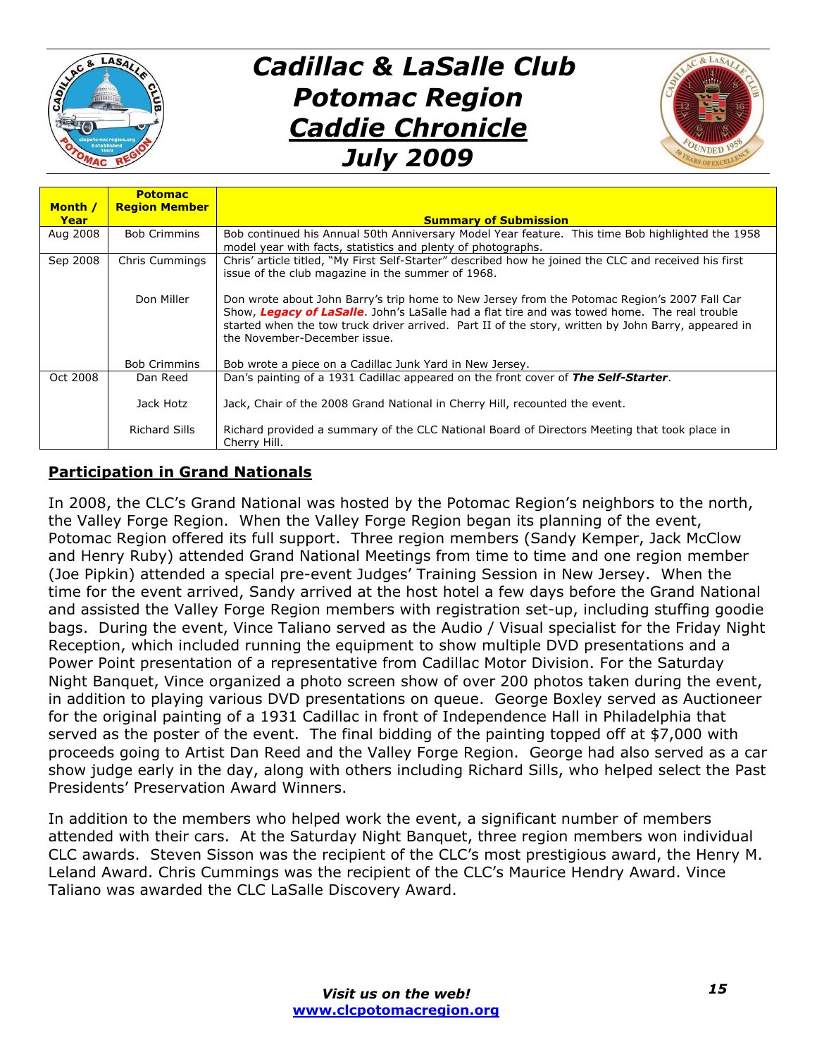| Month / Year | Potomac Region Member | Summary of Submission |
|---|---|---|
| Aug 2008 | Bob Crimmins | Bob continued his Annual 50th Anniversary Model Year feature. This time Bob highlighted the 1958 model year with facts, statistics and plenty of photographs. |
| Sep 2008 | Chris Cummings | Chris' article titled, "My First Self-Starter" described how he joined the CLC and received his first issue of the club magazine in the summer of 1968. |
| | Don Miller | Don wrote about John Barry's trip home to New Jersey from the Potomac Region's 2007 Fall Car Show, ***Legacy of LaSalle***. John's LaSalle had a flat tire and was towed home. The real trouble started when the tow truck driver arrived. Part II of the story, written by John Barry, appeared in the November-December issue. |
| | Bob Crimmins | Bob wrote a piece on a Cadillac Junk Yard in New Jersey. |
| Oct 2008 | Dan Reed | Dan's painting of a 1931 Cadillac appeared on the front cover of ***The Self-Starter***. |
| | Jack Hotz | Jack, Chair of the 2008 Grand National in Cherry Hill, recounted the event. |
| | Richard Sills | Richard provided a summary of the CLC National Board of Directors Meeting that took place in Cherry Hill. |

## Participation in Grand Nationals

In 2008, the CLC's Grand National was hosted by the Potomac Region's neighbors to the north, the Valley Forge Region. When the Valley Forge Region began its planning of the event, Potomac Region offered its full support. Three region members (Sandy Kemper, Jack McClow and Henry Ruby) attended Grand National Meetings from time to time and one region member (Joe Pipkin) attended a special pre-event Judges' Training Session in New Jersey. When the time for the event arrived, Sandy arrived at the host hotel a few days before the Grand National and assisted the Valley Forge Region members with registration set-up, including stuffing goodie bags. During the event, Vince Taliano served as the Audio / Visual specialist for the Friday Night Reception, which included running the equipment to show multiple DVD presentations and a Power Point presentation of a representative from Cadillac Motor Division. For the Saturday Night Banquet, Vince organized a photo screen show of over 200 photos taken during the event, in addition to playing various DVD presentations on queue. George Boxley served as Auctioneer for the original painting of a 1931 Cadillac in front of Independence Hall in Philadelphia that served as the poster of the event. The final bidding of the painting topped off at $7,000 with proceeds going to Artist Dan Reed and the Valley Forge Region. George had also served as a car show judge early in the day, along with others including Richard Sills, who helped select the Past Presidents' Preservation Award Winners.

In addition to the members who helped work the event, a significant number of members attended with their cars. At the Saturday Night Banquet, three region members won individual CLC awards. Steven Sisson was the recipient of the CLC's most prestigious award, the Henry M. Leland Award. Chris Cummings was the recipient of the CLC's Maurice Hendry Award. Vince Taliano was awarded the CLC LaSalle Discovery Award.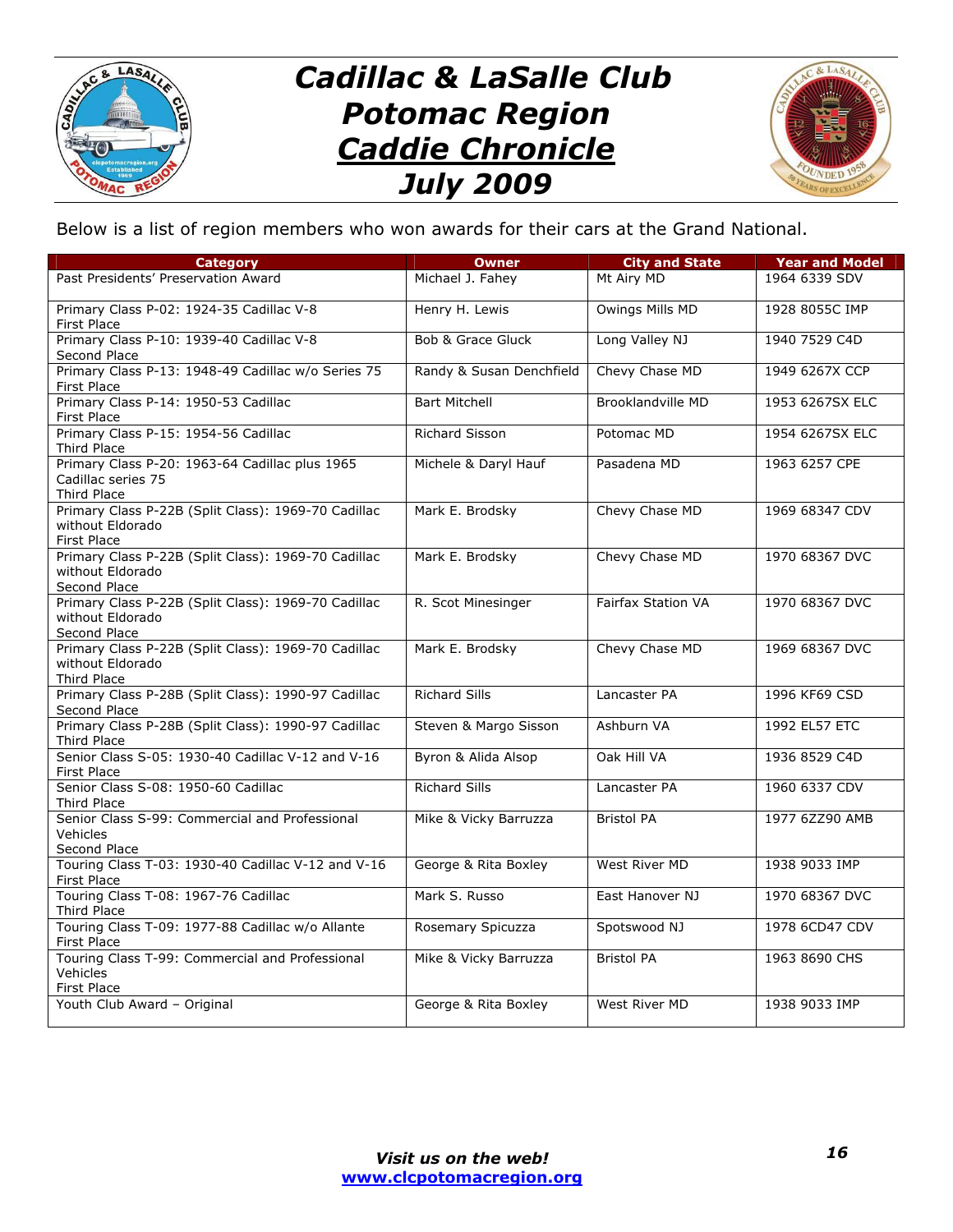# Cadillac & LaSalle Club Potomac Region

## Caddie Chronicle

## July 2009

Below is a list of region members who won awards for their cars at the Grand National.

| Category | Owner | City and State | Year and Model |
|---|---|---|---|
| Past Presidents' Preservation Award | Michael J. Fahey | Mt Airy MD | 1964 6339 SDV |
| Primary Class P-02: 1924-35 Cadillac V-8<br>First Place | Henry H. Lewis | Owings Mills MD | 1928 8055C IMP |
| Primary Class P-10: 1939-40 Cadillac V-8<br>Second Place | Bob & Grace Gluck | Long Valley NJ | 1940 7529 C4D |
| Primary Class P-13: 1948-49 Cadillac w/o Series 75<br>First Place | Randy & Susan Denchfield | Chevy Chase MD | 1949 6267X CCP |
| Primary Class P-14: 1950-53 Cadillac<br>First Place | Bart Mitchell | Brooklandville MD | 1953 6267SX ELC |
| Primary Class P-15: 1954-56 Cadillac<br>Third Place | Richard Sisson | Potomac MD | 1954 6267SX ELC |
| Primary Class P-20: 1963-64 Cadillac plus 1965 Cadillac series 75<br>Third Place | Michele & Daryl Hauf | Pasadena MD | 1963 6257 CPE |
| Primary Class P-22B (Split Class): 1969-70 Cadillac without Eldorado<br>First Place | Mark E. Brodsky | Chevy Chase MD | 1969 68347 CDV |
| Primary Class P-22B (Split Class): 1969-70 Cadillac without Eldorado<br>Second Place | Mark E. Brodsky | Chevy Chase MD | 1970 68367 DVC |
| Primary Class P-22B (Split Class): 1969-70 Cadillac without Eldorado<br>Second Place | R. Scot Minesinger | Fairfax Station VA | 1970 68367 DVC |
| Primary Class P-22B (Split Class): 1969-70 Cadillac without Eldorado<br>Third Place | Mark E. Brodsky | Chevy Chase MD | 1969 68367 DVC |
| Primary Class P-28B (Split Class): 1990-97 Cadillac<br>Second Place | Richard Sills | Lancaster PA | 1996 KF69 CSD |
| Primary Class P-28B (Split Class): 1990-97 Cadillac<br>Third Place | Steven & Margo Sisson | Ashburn VA | 1992 EL57 ETC |
| Senior Class S-05: 1930-40 Cadillac V-12 and V-16<br>First Place | Byron & Alida Alsop | Oak Hill VA | 1936 8529 C4D |
| Senior Class S-08: 1950-60 Cadillac<br>Third Place | Richard Sills | Lancaster PA | 1960 6337 CDV |
| Senior Class S-99: Commercial and Professional Vehicles<br>Second Place | Mike & Vicky Barruzza | Bristol PA | 1977 6ZZ90 AMB |
| Touring Class T-03: 1930-40 Cadillac V-12 and V-16<br>First Place | George & Rita Boxley | West River MD | 1938 9033 IMP |
| Touring Class T-08: 1967-76 Cadillac<br>Third Place | Mark S. Russo | East Hanover NJ | 1970 68367 DVC |
| Touring Class T-09: 1977-88 Cadillac w/o Allante<br>First Place | Rosemary Spicuzza | Spotswood NJ | 1978 6CD47 CDV |
| Touring Class T-99: Commercial and Professional Vehicles<br>First Place | Mike & Vicky Barruzza | Bristol PA | 1963 8690 CHS |
| Youth Club Award – Original | George & Rita Boxley | West River MD | 1938 9033 IMP |

***Visit us on the web!***
**www.clcpotomacregion.org**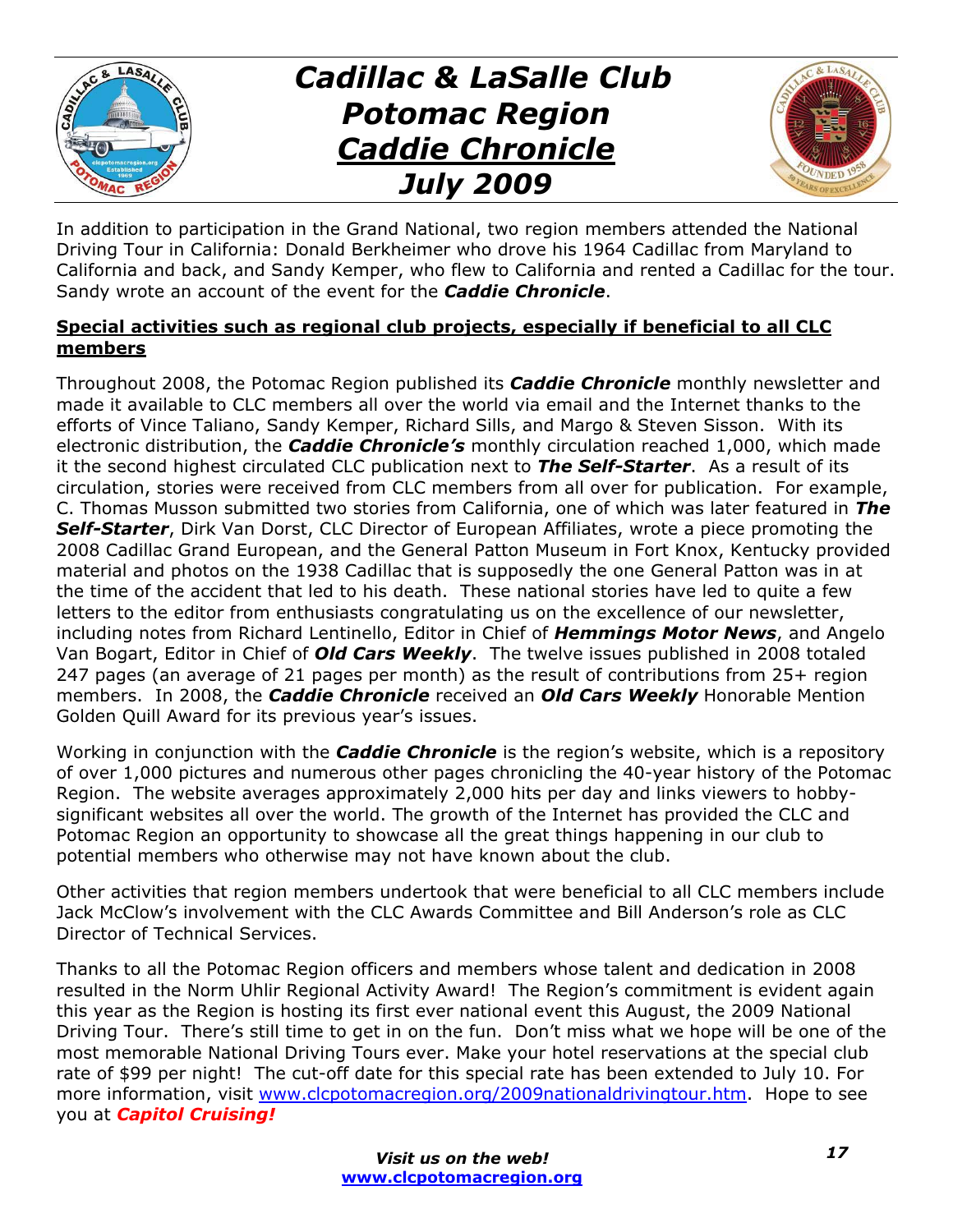In addition to participation in the Grand National, two region members attended the National Driving Tour in California: Donald Berkheimer who drove his 1964 Cadillac from Maryland to California and back, and Sandy Kemper, who flew to California and rented a Cadillac for the tour. Sandy wrote an account of the event for the ***Caddie Chronicle***.

**Special activities such as regional club projects, especially if beneficial to all CLC members**

Throughout 2008, the Potomac Region published its ***Caddie Chronicle*** monthly newsletter and made it available to CLC members all over the world via email and the Internet thanks to the efforts of Vince Taliano, Sandy Kemper, Richard Sills, and Margo & Steven Sisson. With its electronic distribution, the ***Caddie Chronicle's*** monthly circulation reached 1,000, which made it the second highest circulated CLC publication next to ***The Self-Starter***. As a result of its circulation, stories were received from CLC members from all over for publication. For example, C. Thomas Musson submitted two stories from California, one of which was later featured in ***The Self-Starter***, Dirk Van Dorst, CLC Director of European Affiliates, wrote a piece promoting the 2008 Cadillac Grand European, and the General Patton Museum in Fort Knox, Kentucky provided material and photos on the 1938 Cadillac that is supposedly the one General Patton was in at the time of the accident that led to his death. These national stories have led to quite a few letters to the editor from enthusiasts congratulating us on the excellence of our newsletter, including notes from Richard Lentinello, Editor in Chief of ***Hemmings Motor News***, and Angelo Van Bogart, Editor in Chief of ***Old Cars Weekly***. The twelve issues published in 2008 totaled 247 pages (an average of 21 pages per month) as the result of contributions from 25+ region members. In 2008, the ***Caddie Chronicle*** received an ***Old Cars Weekly*** Honorable Mention Golden Quill Award for its previous year's issues.

Working in conjunction with the ***Caddie Chronicle*** is the region's website, which is a repository of over 1,000 pictures and numerous other pages chronicling the 40-year history of the Potomac Region. The website averages approximately 2,000 hits per day and links viewers to hobby-significant websites all over the world. The growth of the Internet has provided the CLC and Potomac Region an opportunity to showcase all the great things happening in our club to potential members who otherwise may not have known about the club.

Other activities that region members undertook that were beneficial to all CLC members include Jack McClow's involvement with the CLC Awards Committee and Bill Anderson's role as CLC Director of Technical Services.

Thanks to all the Potomac Region officers and members whose talent and dedication in 2008 resulted in the Norm Uhlir Regional Activity Award! The Region's commitment is evident again this year as the Region is hosting its first ever national event this August, the 2009 National Driving Tour. There's still time to get in on the fun. Don't miss what we hope will be one of the most memorable National Driving Tours ever. Make your hotel reservations at the special club rate of $99 per night! The cut-off date for this special rate has been extended to July 10. For more information, visit www.clcpotomacregion.org/2009nationaldrivingtour.htm. Hope to see you at ***Capitol Cruising!***